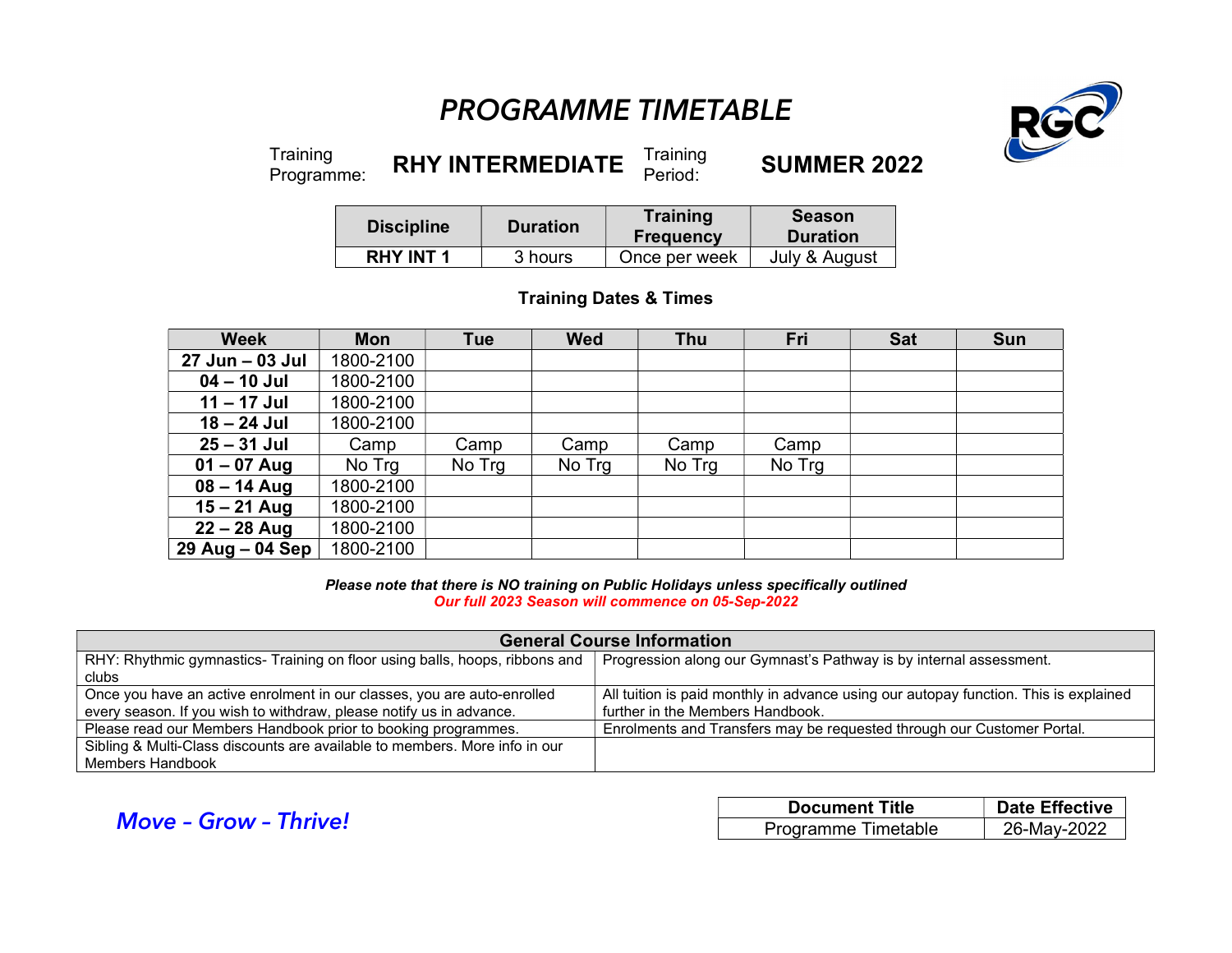# PROGRAMME TIMETABLE

Training Programme: **RHY INTERMEDIATE** Training Period: **SUMMER 2022**

| Discipline | Duration | Training Frequency | Season Duration |
|---|---|---|---|
| **RHY INT 1** | 3 hours | Once per week | July & August |

**Training Dates & Times**

| Week | Mon | Tue | Wed | Thu | Fri | Sat | Sun |
|---|---|---|---|---|---|---|---|
| **27 Jun – 03 Jul** | 1800-2100 | | | | | | |
| **04 – 10 Jul** | 1800-2100 | | | | | | |
| **11 – 17 Jul** | 1800-2100 | | | | | | |
| **18 – 24 Jul** | 1800-2100 | | | | | | |
| **25 – 31 Jul** | Camp | Camp | Camp | Camp | Camp | | |
| **01 – 07 Aug** | No Trg | No Trg | No Trg | No Trg | No Trg | | |
| **08 – 14 Aug** | 1800-2100 | | | | | | |
| **15 – 21 Aug** | 1800-2100 | | | | | | |
| **22 – 28 Aug** | 1800-2100 | | | | | | |
| **29 Aug – 04 Sep** | 1800-2100 | | | | | | |

***Please note that there is NO training on Public Holidays unless specifically outlined***

***Our full 2023 Season will commence on 05-Sep-2022***

| General Course Information | |
|---|---|
| RHY: Rhythmic gymnastics- Training on floor using balls, hoops, ribbons and clubs | Progression along our Gymnast's Pathway is by internal assessment. |
| Once you have an active enrolment in our classes, you are auto-enrolled every season. If you wish to withdraw, please notify us in advance. | All tuition is paid monthly in advance using our autopay function. This is explained further in the Members Handbook. |
| Please read our Members Handbook prior to booking programmes. | Enrolments and Transfers may be requested through our Customer Portal. |
| Sibling & Multi-Class discounts are available to members. More info in our Members Handbook | |

***Move – Grow – Thrive!***

| Document Title | Date Effective |
|---|---|
| Programme Timetable | 26-May-2022 |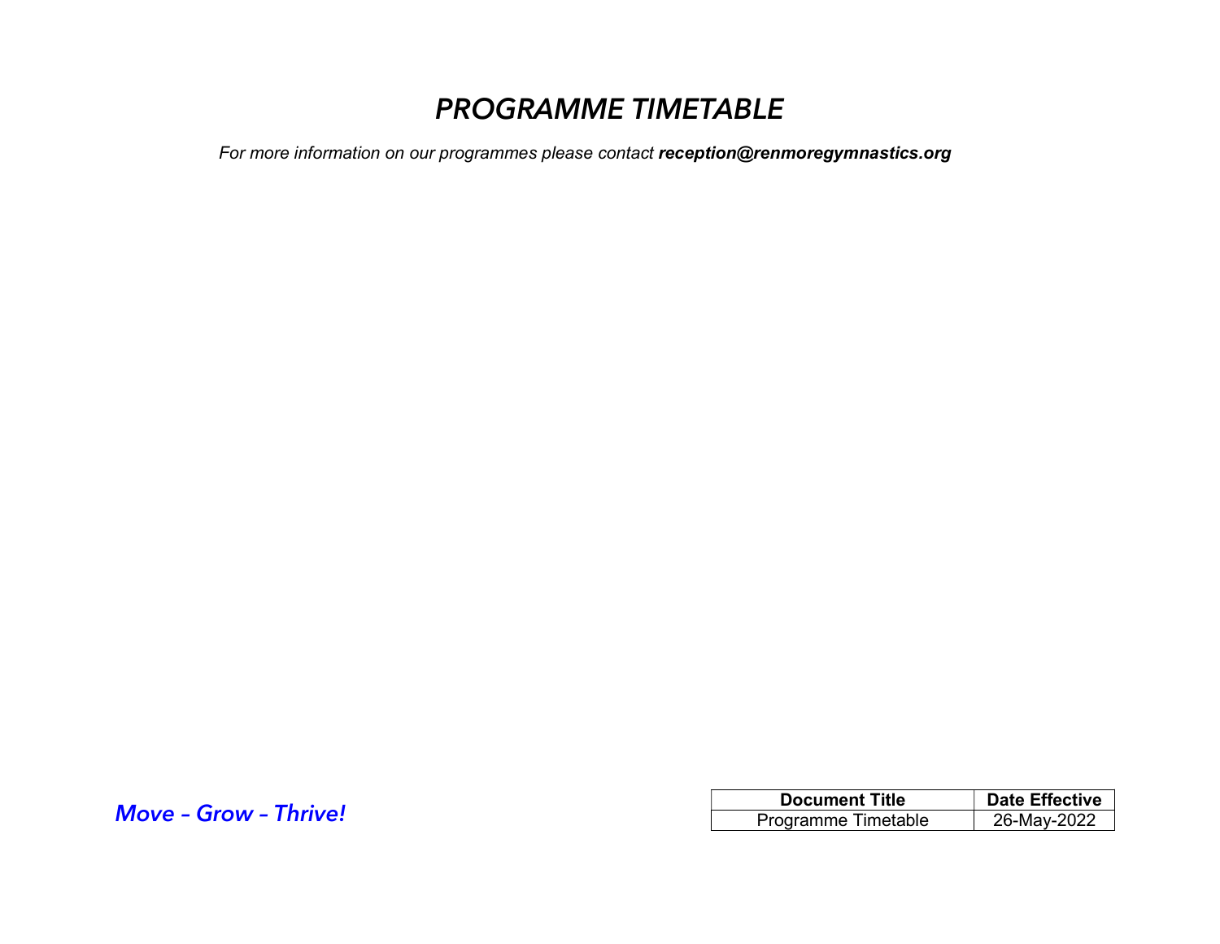# *PROGRAMME TIMETABLE*

*For more information on our programmes please contact **reception@renmoregymnastics.org***

***Move – Grow – Thrive!***

| Document Title | Date Effective |
|---|---|
| Programme Timetable | 26-May-2022 |